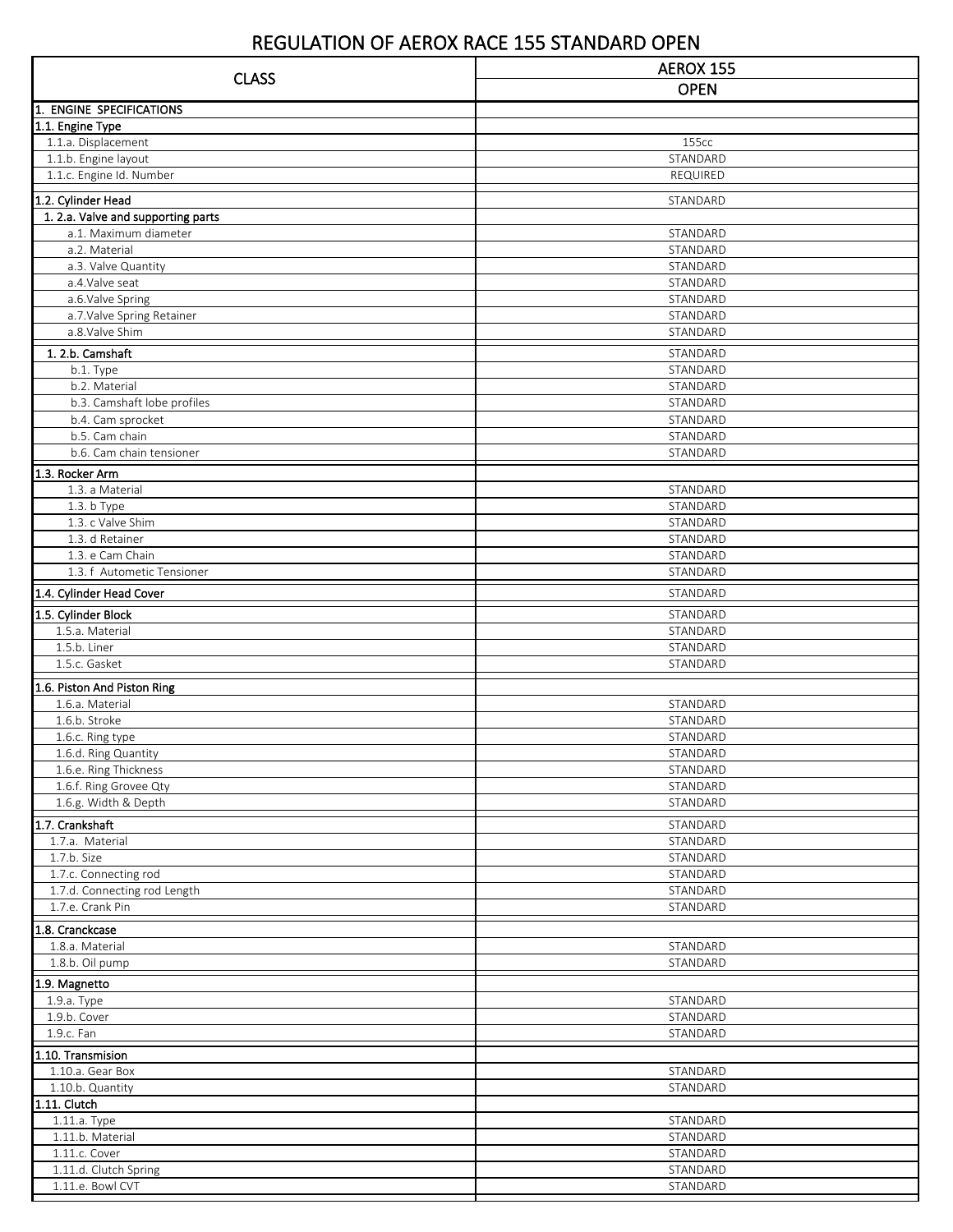# REGULATION OF AEROX RACE 155 STANDARD OPEN

| CLASS | AEROX 155 |
|---|---|
| | **OPEN** |
| **1. ENGINE SPECIFICATIONS** | |
| **1.1. Engine Type** | |
| 1.1.a. Displacement | 155cc |
| 1.1.b. Engine layout | STANDARD |
| 1.1.c. Engine Id. Number | REQUIRED |
| **1.2. Cylinder Head** | STANDARD |
| **1. 2.a. Valve and supporting parts** | |
| a.1. Maximum diameter | STANDARD |
| a.2. Material | STANDARD |
| a.3. Valve Quantity | STANDARD |
| a.4.Valve seat | STANDARD |
| a.6.Valve Spring | STANDARD |
| a.7.Valve Spring Retainer | STANDARD |
| a.8.Valve Shim | STANDARD |
| **1. 2.b. Camshaft** | STANDARD |
| b.1. Type | STANDARD |
| b.2. Material | STANDARD |
| b.3. Camshaft lobe profiles | STANDARD |
| b.4. Cam sprocket | STANDARD |
| b.5. Cam chain | STANDARD |
| b.6. Cam chain tensioner | STANDARD |
| **1.3. Rocker Arm** | |
| 1.3. a Material | STANDARD |
| 1.3. b Type | STANDARD |
| 1.3. c Valve Shim | STANDARD |
| 1.3. d Retainer | STANDARD |
| 1.3. e Cam Chain | STANDARD |
| 1.3. f Autometic Tensioner | STANDARD |
| **1.4. Cylinder Head Cover** | STANDARD |
| **1.5. Cylinder Block** | STANDARD |
| 1.5.a. Material | STANDARD |
| 1.5.b. Liner | STANDARD |
| 1.5.c. Gasket | STANDARD |
| **1.6. Piston And Piston Ring** | |
| 1.6.a. Material | STANDARD |
| 1.6.b. Stroke | STANDARD |
| 1.6.c. Ring type | STANDARD |
| 1.6.d. Ring Quantity | STANDARD |
| 1.6.e. Ring Thickness | STANDARD |
| 1.6.f. Ring Grovee Qty | STANDARD |
| 1.6.g. Width & Depth | STANDARD |
| **1.7. Crankshaft** | STANDARD |
| 1.7.a. Material | STANDARD |
| 1.7.b. Size | STANDARD |
| 1.7.c. Connecting rod | STANDARD |
| 1.7.d. Connecting rod Length | STANDARD |
| 1.7.e. Crank Pin | STANDARD |
| **1.8. Cranckcase** | |
| 1.8.a. Material | STANDARD |
| 1.8.b. Oil pump | STANDARD |
| **1.9. Magnetto** | |
| 1.9.a. Type | STANDARD |
| 1.9.b. Cover | STANDARD |
| 1.9.c. Fan | STANDARD |
| **1.10. Transmision** | |
| 1.10.a. Gear Box | STANDARD |
| 1.10.b. Quantity | STANDARD |
| **1.11. Clutch** | |
| 1.11.a. Type | STANDARD |
| 1.11.b. Material | STANDARD |
| 1.11.c. Cover | STANDARD |
| 1.11.d. Clutch Spring | STANDARD |
| 1.11.e. Bowl CVT | STANDARD |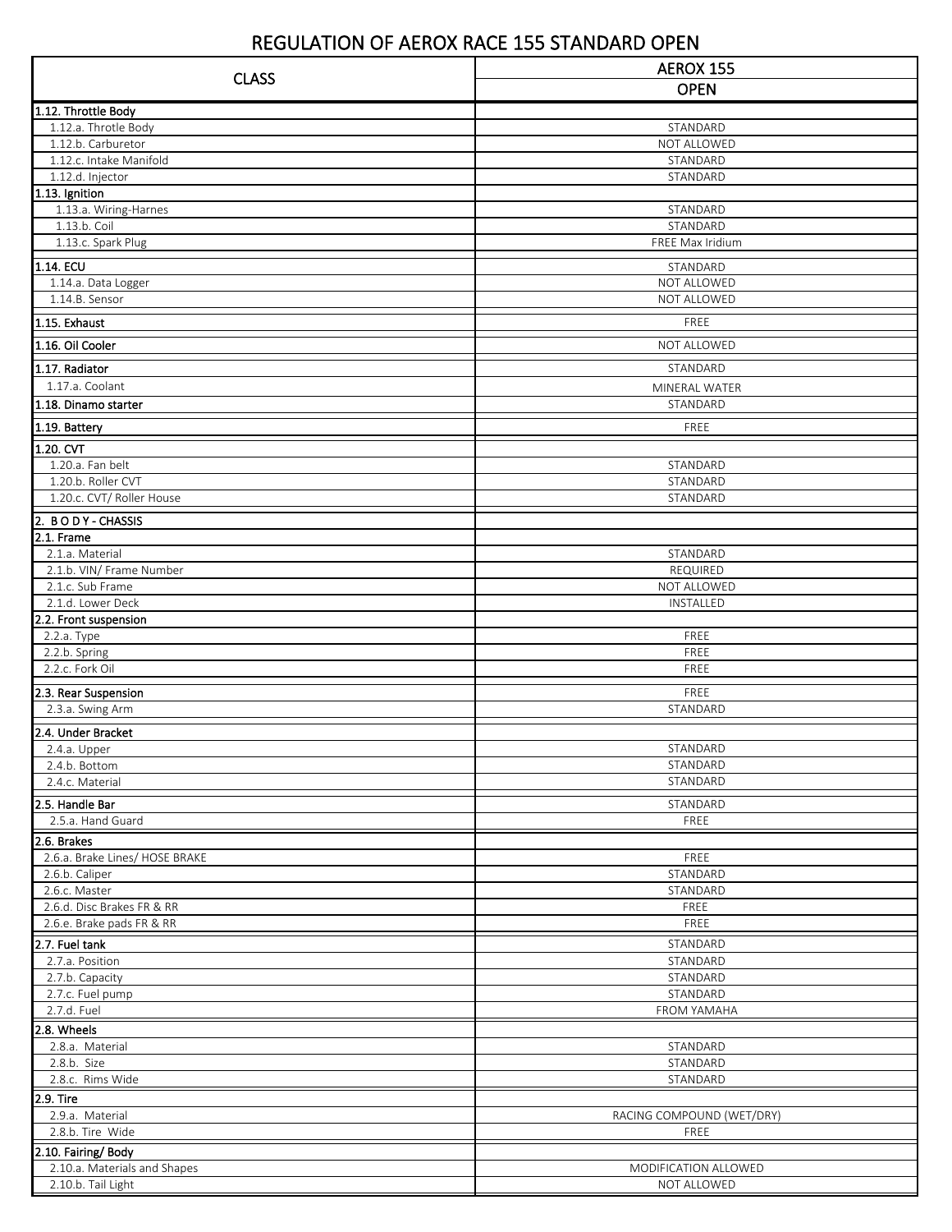# REGULATION OF AEROX RACE 155 STANDARD OPEN

| CLASS | AEROX 155 |
|---|---|
| | OPEN |
| **1.12. Throttle Body** | |
| 1.12.a. Throtle Body | STANDARD |
| 1.12.b. Carburetor | NOT ALLOWED |
| 1.12.c. Intake Manifold | STANDARD |
| 1.12.d. Injector | STANDARD |
| **1.13. Ignition** | |
| 1.13.a. Wiring-Harnes | STANDARD |
| 1.13.b. Coil | STANDARD |
| 1.13.c. Spark Plug | FREE Max Iridium |
| **1.14. ECU** | STANDARD |
| 1.14.a. Data Logger | NOT ALLOWED |
| 1.14.B. Sensor | NOT ALLOWED |
| **1.15. Exhaust** | FREE |
| **1.16. Oil Cooler** | NOT ALLOWED |
| **1.17. Radiator** | STANDARD |
| 1.17.a. Coolant | MINERAL WATER |
| **1.18. Dinamo starter** | STANDARD |
| **1.19. Battery** | FREE |
| **1.20. CVT** | |
| 1.20.a. Fan belt | STANDARD |
| 1.20.b. Roller CVT | STANDARD |
| 1.20.c. CVT/ Roller House | STANDARD |
| **2. B O D Y - CHASSIS** | |
| **2.1. Frame** | |
| 2.1.a. Material | STANDARD |
| 2.1.b. VIN/ Frame Number | REQUIRED |
| 2.1.c. Sub Frame | NOT ALLOWED |
| 2.1.d. Lower Deck | INSTALLED |
| **2.2. Front suspension** | |
| 2.2.a. Type | FREE |
| 2.2.b. Spring | FREE |
| 2.2.c. Fork Oil | FREE |
| **2.3. Rear Suspension** | FREE |
| 2.3.a. Swing Arm | STANDARD |
| **2.4. Under Bracket** | |
| 2.4.a. Upper | STANDARD |
| 2.4.b. Bottom | STANDARD |
| 2.4.c. Material | STANDARD |
| **2.5. Handle Bar** | STANDARD |
| 2.5.a. Hand Guard | FREE |
| **2.6. Brakes** | |
| 2.6.a. Brake Lines/ HOSE BRAKE | FREE |
| 2.6.b. Caliper | STANDARD |
| 2.6.c. Master | STANDARD |
| 2.6.d. Disc Brakes FR & RR | FREE |
| 2.6.e. Brake pads FR & RR | FREE |
| **2.7. Fuel tank** | STANDARD |
| 2.7.a. Position | STANDARD |
| 2.7.b. Capacity | STANDARD |
| 2.7.c. Fuel pump | STANDARD |
| 2.7.d. Fuel | FROM YAMAHA |
| **2.8. Wheels** | |
| 2.8.a. Material | STANDARD |
| 2.8.b. Size | STANDARD |
| 2.8.c. Rims Wide | STANDARD |
| **2.9. Tire** | |
| 2.9.a. Material | RACING COMPOUND (WET/DRY) |
| 2.8.b. Tire Wide | FREE |
| **2.10. Fairing/ Body** | |
| 2.10.a. Materials and Shapes | MODIFICATION ALLOWED |
| 2.10.b. Tail Light | NOT ALLOWED |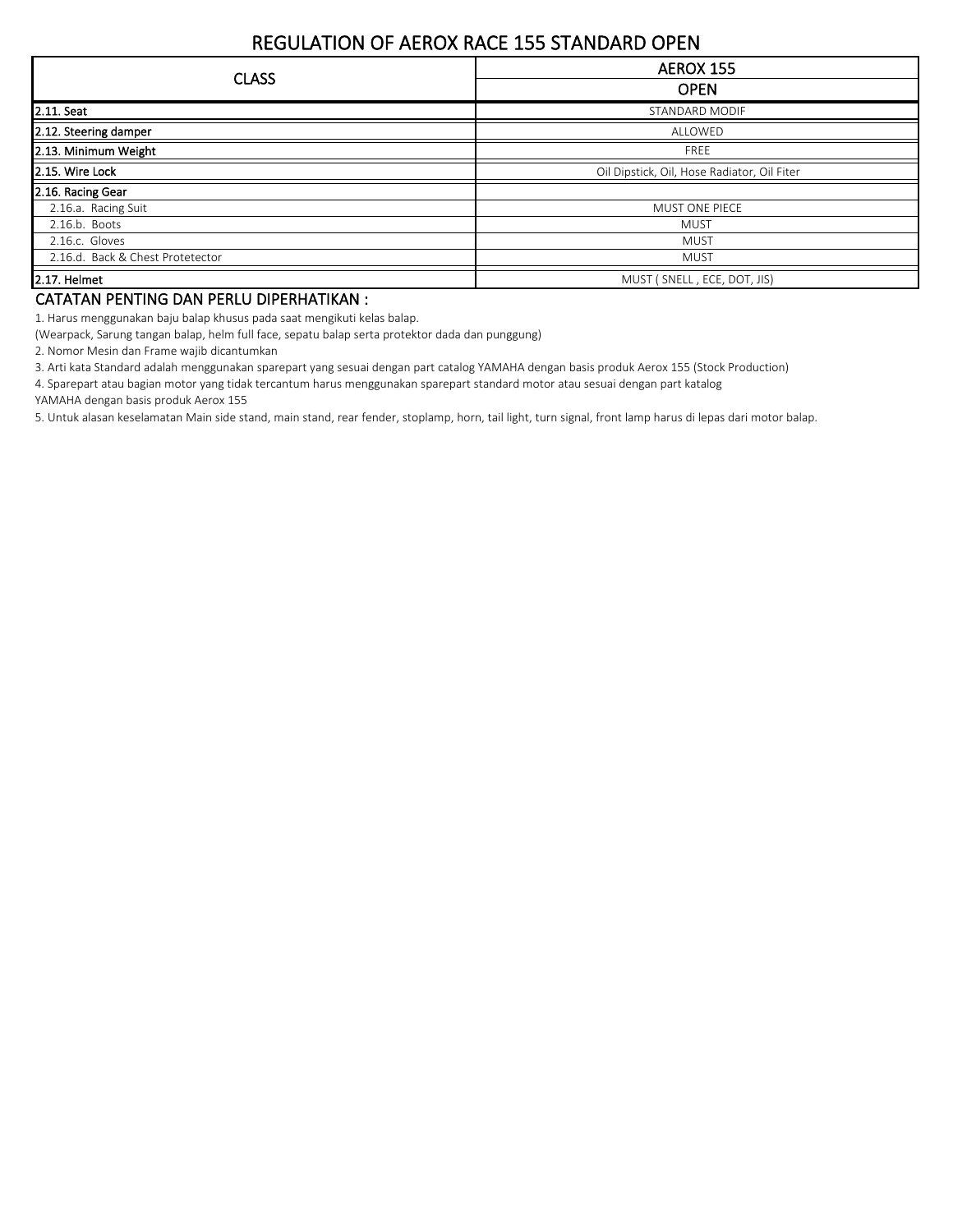# REGULATION OF AEROX RACE 155 STANDARD OPEN

| CLASS | AEROX 155 |
|---|---|
| | OPEN |
| 2.11. Seat | STANDARD MODIF |
| 2.12. Steering damper | ALLOWED |
| 2.13. Minimum Weight | FREE |
| 2.15. Wire Lock | Oil Dipstick, Oil, Hose Radiator, Oil Fiter |
| 2.16. Racing Gear | |
| 2.16.a. Racing Suit | MUST ONE PIECE |
| 2.16.b. Boots | MUST |
| 2.16.c. Gloves | MUST |
| 2.16.d. Back & Chest Protetector | MUST |
| 2.17. Helmet | MUST ( SNELL , ECE, DOT, JIS) |

## CATATAN PENTING DAN PERLU DIPERHATIKAN :

1. Harus menggunakan baju balap khusus pada saat mengikuti kelas balap.
(Wearpack, Sarung tangan balap, helm full face, sepatu balap serta protektor dada dan punggung)
2. Nomor Mesin dan Frame wajib dicantumkan
3. Arti kata Standard adalah menggunakan sparepart yang sesuai dengan part catalog YAMAHA dengan basis produk Aerox 155 (Stock Production)
4. Sparepart atau bagian motor yang tidak tercantum harus menggunakan sparepart standard motor atau sesuai dengan part katalog
YAMAHA dengan basis produk Aerox 155
5. Untuk alasan keselamatan Main side stand, main stand, rear fender, stoplamp, horn, tail light, turn signal, front lamp harus di lepas dari motor balap.